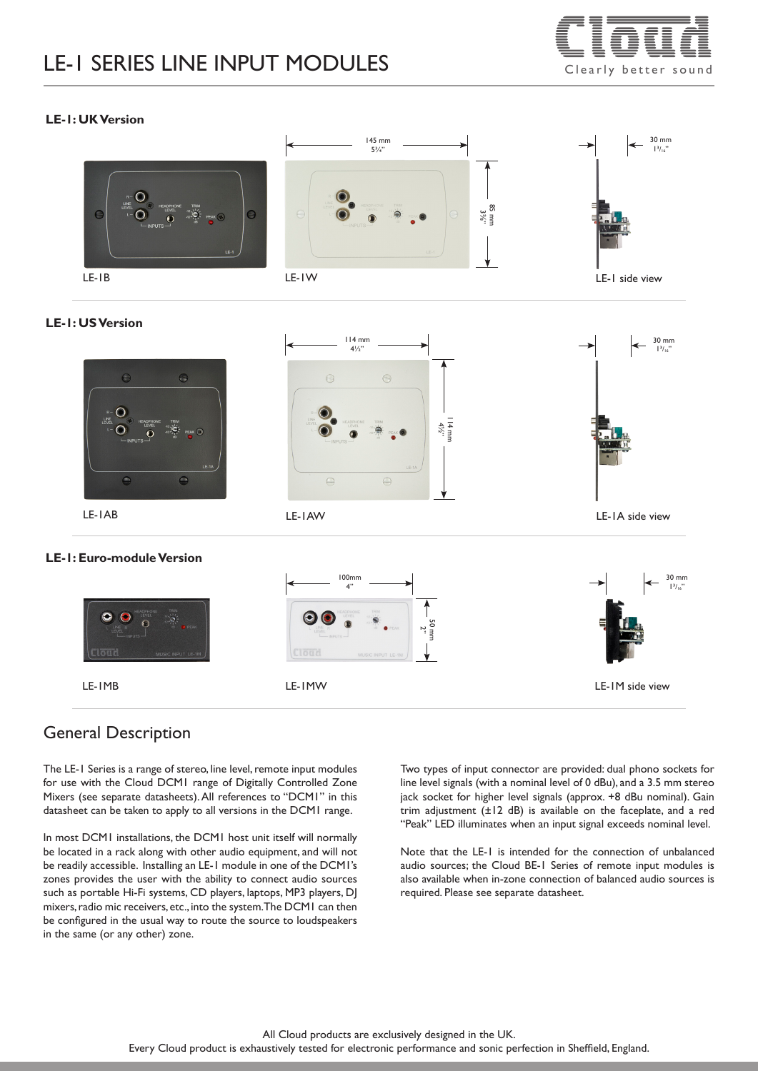# LE-1 SERIES LINE INPUT MODULES

Clearly better sound

### LE-1: UK Version

145 mm
5¾"

85 mm
3⅜"

30 mm
1³⁄₁₆"

LE-1B

LE-1W

LE-1 side view

### LE-1: US Version

114 mm
4½"

114 mm
4½"

30 mm
1³⁄₁₆"

LE-1AB

LE-1AW

LE-1A side view

### LE-1: Euro-module Version

100mm
4"

50 mm
2"

30 mm
1³⁄₁₆"

LE-1MB

LE-1MW

LE-1M side view

## General Description

The LE-1 Series is a range of stereo, line level, remote input modules for use with the Cloud DCM1 range of Digitally Controlled Zone Mixers (see separate datasheets). All references to "DCM1" in this datasheet can be taken to apply to all versions in the DCM1 range.

In most DCM1 installations, the DCM1 host unit itself will normally be located in a rack along with other audio equipment, and will not be readily accessible. Installing an LE-1 module in one of the DCM1's zones provides the user with the ability to connect audio sources such as portable Hi-Fi systems, CD players, laptops, MP3 players, DJ mixers, radio mic receivers, etc., into the system. The DCM1 can then be configured in the usual way to route the source to loudspeakers in the same (or any other) zone.

Two types of input connector are provided: dual phono sockets for line level signals (with a nominal level of 0 dBu), and a 3.5 mm stereo jack socket for higher level signals (approx. +8 dBu nominal). Gain trim adjustment (±12 dB) is available on the faceplate, and a red "Peak" LED illuminates when an input signal exceeds nominal level.

Note that the LE-1 is intended for the connection of unbalanced audio sources; the Cloud BE-1 Series of remote input modules is also available when in-zone connection of balanced audio sources is required. Please see separate datasheet.

All Cloud products are exclusively designed in the UK.
Every Cloud product is exhaustively tested for electronic performance and sonic perfection in Sheffield, England.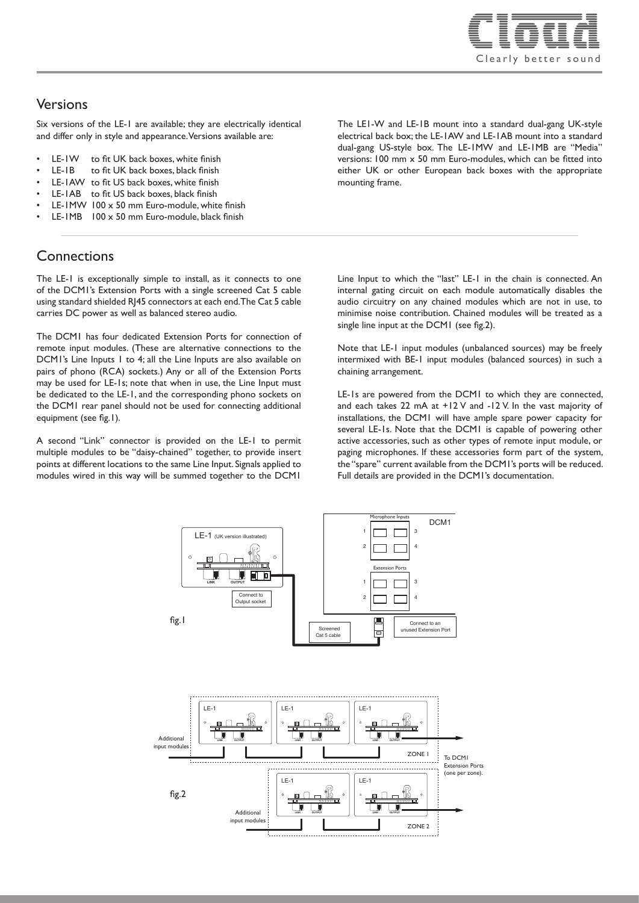## Versions

Six versions of the LE-1 are available; they are electrically identical and differ only in style and appearance. Versions available are:

- LE-1W to fit UK back boxes, white finish
- LE-1B to fit UK back boxes, black finish
- LE-1AW to fit US back boxes, white finish
- LE-1AB to fit US back boxes, black finish
- LE-1MW 100 x 50 mm Euro-module, white finish
- LE-1MB 100 x 50 mm Euro-module, black finish

The LE1-W and LE-1B mount into a standard dual-gang UK-style electrical back box; the LE-1AW and LE-1AB mount into a standard dual-gang US-style box. The LE-1MW and LE-1MB are "Media" versions: 100 mm x 50 mm Euro-modules, which can be fitted into either UK or other European back boxes with the appropriate mounting frame.

## Connections

The LE-1 is exceptionally simple to install, as it connects to one of the DCM1's Extension Ports with a single screened Cat 5 cable using standard shielded RJ45 connectors at each end. The Cat 5 cable carries DC power as well as balanced stereo audio.

The DCM1 has four dedicated Extension Ports for connection of remote input modules. (These are alternative connections to the DCM1's Line Inputs 1 to 4; all the Line Inputs are also available on pairs of phono (RCA) sockets.) Any or all of the Extension Ports may be used for LE-1s; note that when in use, the Line Input must be dedicated to the LE-1, and the corresponding phono sockets on the DCM1 rear panel should not be used for connecting additional equipment (see fig.1).

A second "Link" connector is provided on the LE-1 to permit multiple modules to be "daisy-chained" together, to provide insert points at different locations to the same Line Input. Signals applied to modules wired in this way will be summed together to the DCM1 Line Input to which the "last" LE-1 in the chain is connected. An internal gating circuit on each module automatically disables the audio circuitry on any chained modules which are not in use, to minimise noise contribution. Chained modules will be treated as a single line input at the DCM1 (see fig.2).

Note that LE-1 input modules (unbalanced sources) may be freely intermixed with BE-1 input modules (balanced sources) in such a chaining arrangement.

LE-1s are powered from the DCM1 to which they are connected, and each takes 22 mA at +12 V and -12 V. In the vast majority of installations, the DCM1 will have ample spare power capacity for several LE-1s. Note that the DCM1 is capable of powering other active accessories, such as other types of remote input module, or paging microphones. If these accessories form part of the system, the "spare" current available from the DCM1's ports will be reduced. Full details are provided in the DCM1's documentation.

fig.1

fig.2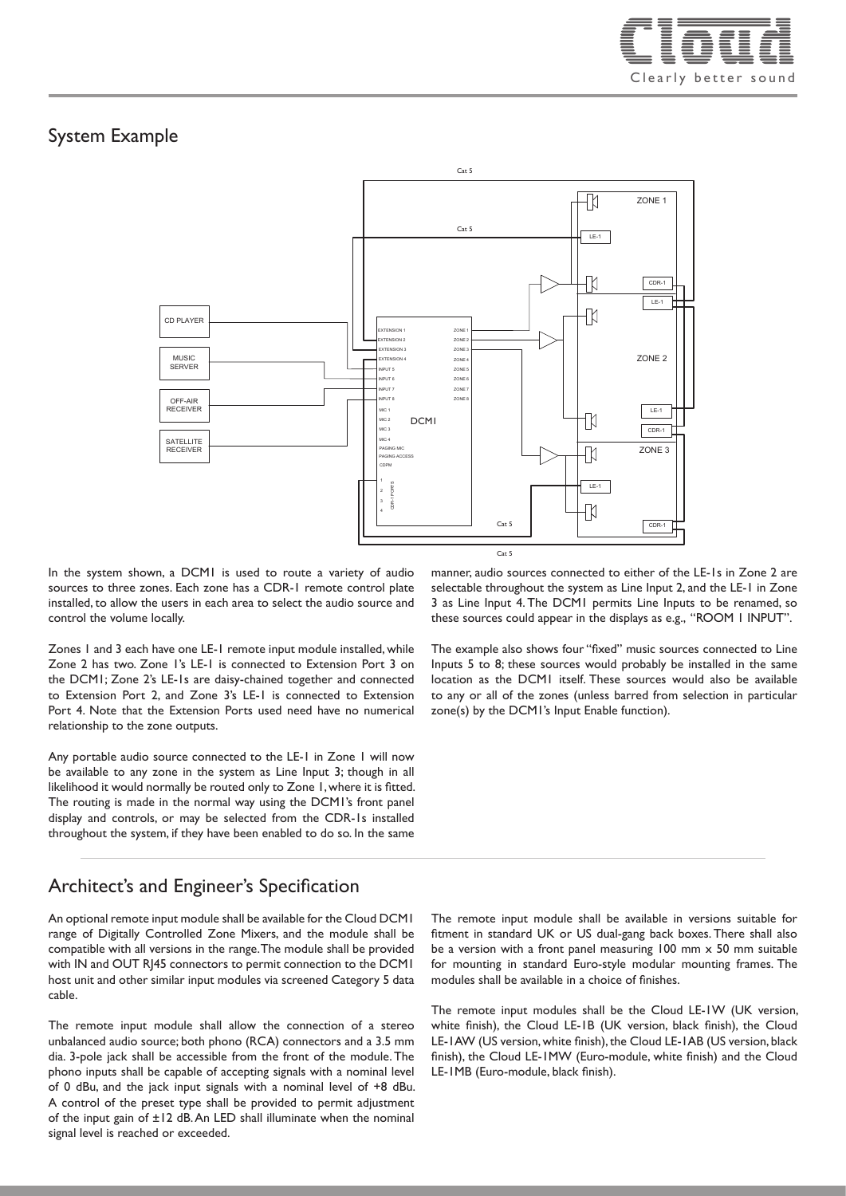## System Example

In the system shown, a DCM1 is used to route a variety of audio sources to three zones. Each zone has a CDR-1 remote control plate installed, to allow the users in each area to select the audio source and control the volume locally.

Zones 1 and 3 each have one LE-1 remote input module installed, while Zone 2 has two. Zone 1's LE-1 is connected to Extension Port 3 on the DCM1; Zone 2's LE-1s are daisy-chained together and connected to Extension Port 2, and Zone 3's LE-1 is connected to Extension Port 4. Note that the Extension Ports used need have no numerical relationship to the zone outputs.

Any portable audio source connected to the LE-1 in Zone 1 will now be available to any zone in the system as Line Input 3; though in all likelihood it would normally be routed only to Zone 1, where it is fitted. The routing is made in the normal way using the DCM1's front panel display and controls, or may be selected from the CDR-1s installed throughout the system, if they have been enabled to do so. In the same manner, audio sources connected to either of the LE-1s in Zone 2 are selectable throughout the system as Line Input 2, and the LE-1 in Zone 3 as Line Input 4. The DCM1 permits Line Inputs to be renamed, so these sources could appear in the displays as e.g., "ROOM 1 INPUT".

The example also shows four "fixed" music sources connected to Line Inputs 5 to 8; these sources would probably be installed in the same location as the DCM1 itself. These sources would also be available to any or all of the zones (unless barred from selection in particular zone(s) by the DCM1's Input Enable function).

## Architect's and Engineer's Specification

An optional remote input module shall be available for the Cloud DCM1 range of Digitally Controlled Zone Mixers, and the module shall be compatible with all versions in the range. The module shall be provided with IN and OUT RJ45 connectors to permit connection to the DCM1 host unit and other similar input modules via screened Category 5 data cable.

The remote input module shall allow the connection of a stereo unbalanced audio source; both phono (RCA) connectors and a 3.5 mm dia. 3-pole jack shall be accessible from the front of the module. The phono inputs shall be capable of accepting signals with a nominal level of 0 dBu, and the jack input signals with a nominal level of +8 dBu. A control of the preset type shall be provided to permit adjustment of the input gain of ±12 dB. An LED shall illuminate when the nominal signal level is reached or exceeded.

The remote input module shall be available in versions suitable for fitment in standard UK or US dual-gang back boxes. There shall also be a version with a front panel measuring 100 mm x 50 mm suitable for mounting in standard Euro-style modular mounting frames. The modules shall be available in a choice of finishes.

The remote input modules shall be the Cloud LE-1W (UK version, white finish), the Cloud LE-1B (UK version, black finish), the Cloud LE-1AW (US version, white finish), the Cloud LE-1AB (US version, black finish), the Cloud LE-1MW (Euro-module, white finish) and the Cloud LE-1MB (Euro-module, black finish).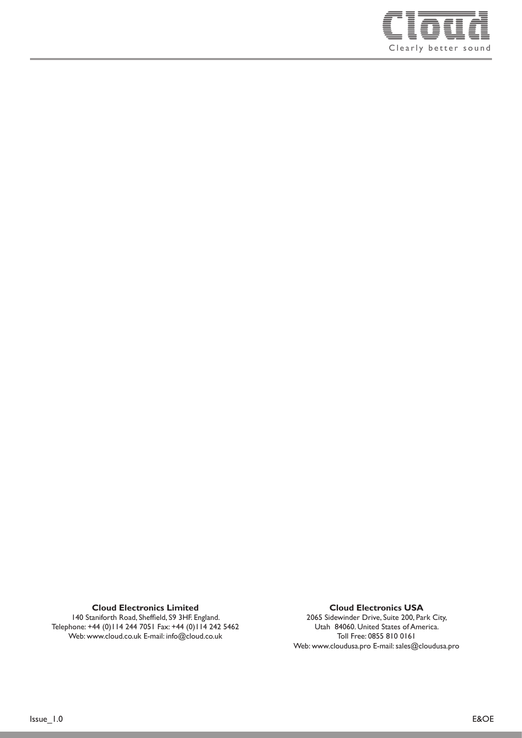Cloud

Clearly better sound

**Cloud Electronics Limited**
140 Staniforth Road, Sheffield, S9 3HF. England.
Telephone: +44 (0)114 244 7051 Fax: +44 (0)114 242 5462
Web: www.cloud.co.uk E-mail: info@cloud.co.uk

**Cloud Electronics USA**
2065 Sidewinder Drive, Suite 200, Park City,
Utah 84060. United States of America.
Toll Free: 0855 810 0161
Web: www.cloudusa.pro E-mail: sales@cloudusa.pro

Issue_1.0

E&OE